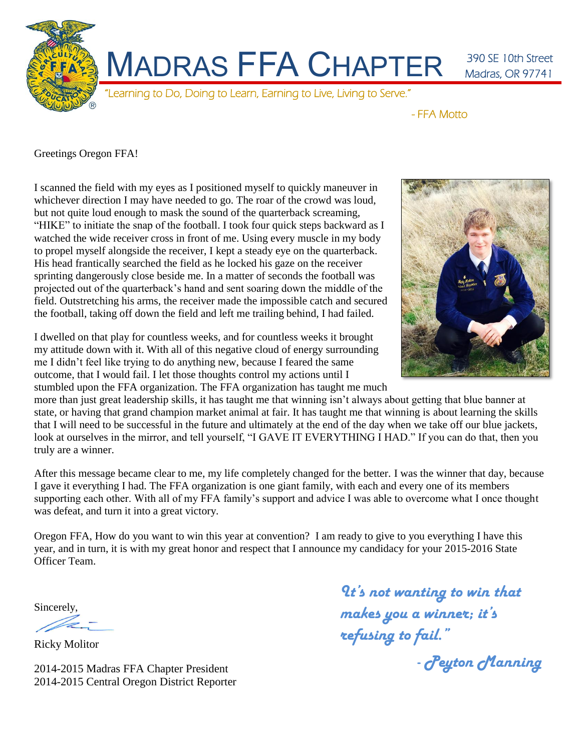# MADRAS FFA CHAPTER

390 SE 10th Street
Madras, OR 97741

*"Learning to Do, Doing to Learn, Earning to Live, Living to Serve."*

- FFA Motto

Greetings Oregon FFA!

I scanned the field with my eyes as I positioned myself to quickly maneuver in whichever direction I may have needed to go. The roar of the crowd was loud, but not quite loud enough to mask the sound of the quarterback screaming, "HIKE" to initiate the snap of the football. I took four quick steps backward as I watched the wide receiver cross in front of me. Using every muscle in my body to propel myself alongside the receiver, I kept a steady eye on the quarterback. His head frantically searched the field as he locked his gaze on the receiver sprinting dangerously close beside me. In a matter of seconds the football was projected out of the quarterback's hand and sent soaring down the middle of the field. Outstretching his arms, the receiver made the impossible catch and secured the football, taking off down the field and left me trailing behind, I had failed.

I dwelled on that play for countless weeks, and for countless weeks it brought my attitude down with it. With all of this negative cloud of energy surrounding me I didn't feel like trying to do anything new, because I feared the same outcome, that I would fail. I let those thoughts control my actions until I stumbled upon the FFA organization. The FFA organization has taught me much more than just great leadership skills, it has taught me that winning isn't always about getting that blue banner at state, or having that grand champion market animal at fair. It has taught me that winning is about learning the skills that I will need to be successful in the future and ultimately at the end of the day when we take off our blue jackets, look at ourselves in the mirror, and tell yourself, "I GAVE IT EVERYTHING I HAD." If you can do that, then you truly are a winner.

After this message became clear to me, my life completely changed for the better. I was the winner that day, because I gave it everything I had. The FFA organization is one giant family, with each and every one of its members supporting each other. With all of my FFA family's support and advice I was able to overcome what I once thought was defeat, and turn it into a great victory.

Oregon FFA, How do you want to win this year at convention? I am ready to give to you everything I have this year, and in turn, it is with my great honor and respect that I announce my candidacy for your 2015-2016 State Officer Team.

Sincerely,

Ricky Molitor

2014-2015 Madras FFA Chapter President
2014-2015 Central Oregon District Reporter

*"It's not wanting to win that makes you a winner; it's refusing to fail."*

*- Peyton Manning*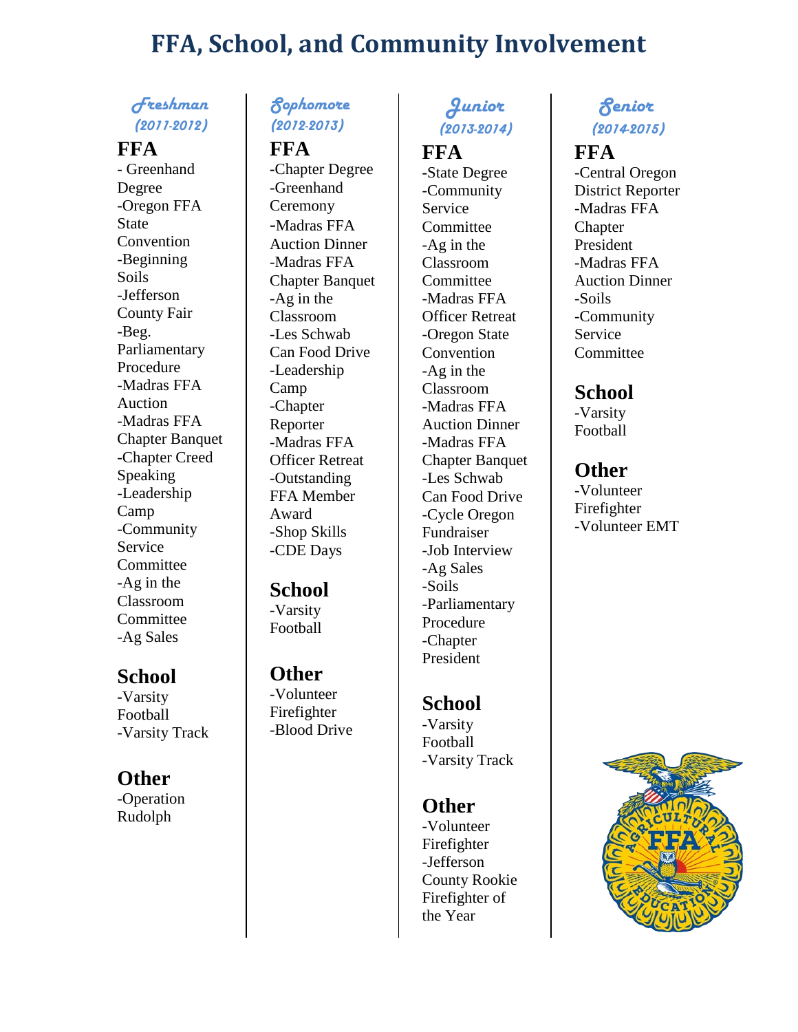# FFA, School, and Community Involvement

## *Freshman (2011-2012)*

### FFA
- Greenhand Degree
- Oregon FFA State Convention
- Beginning Soils
- Jefferson County Fair
- Beg. Parliamentary Procedure
- Madras FFA Auction
- Madras FFA Chapter Banquet
- Chapter Creed Speaking
- Leadership Camp
- Community Service Committee
- Ag in the Classroom Committee
- Ag Sales

### School
- Varsity Football
- Varsity Track

### Other
- Operation Rudolph

## *Sophomore (2012-2013)*

### FFA
- Chapter Degree
- Greenhand Ceremony
- Madras FFA Auction Dinner
- Madras FFA Chapter Banquet
- Ag in the Classroom
- Les Schwab Can Food Drive
- Leadership Camp
- Chapter Reporter
- Madras FFA Officer Retreat
- Outstanding FFA Member Award
- Shop Skills
- CDE Days

### School
- Varsity Football

### Other
- Volunteer Firefighter
- Blood Drive

## *Junior (2013-2014)*

### FFA
- State Degree
- Community Service Committee
- Ag in the Classroom Committee
- Madras FFA Officer Retreat
- Oregon State Convention
- Ag in the Classroom
- Madras FFA Auction Dinner
- Madras FFA Chapter Banquet
- Les Schwab Can Food Drive
- Cycle Oregon Fundraiser
- Job Interview
- Ag Sales
- Soils
- Parliamentary Procedure
- Chapter President

### School
- Varsity Football
- Varsity Track

### Other
- Volunteer Firefighter
- Jefferson County Rookie Firefighter of the Year

## *Senior (2014-2015)*

### FFA
- Central Oregon District Reporter
- Madras FFA Chapter President
- Madras FFA Auction Dinner
- Soils
- Community Service Committee

### School
- Varsity Football

### Other
- Volunteer Firefighter
- Volunteer EMT